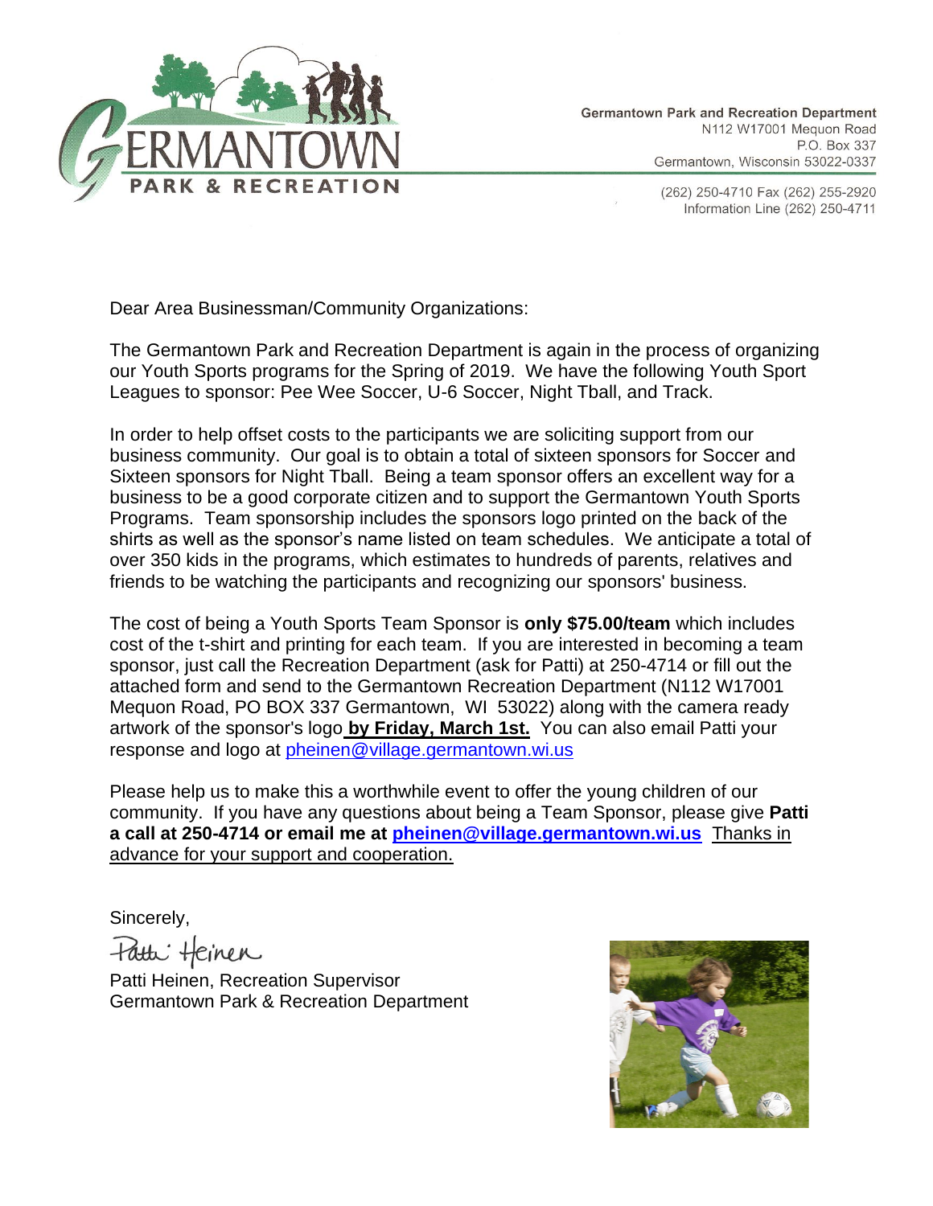**Germantown Park and Recreation Department**
N112 W17001 Mequon Road
P.O. Box 337
Germantown, Wisconsin 53022-0337

(262) 250-4710 Fax (262) 255-2920
Information Line (262) 250-4711

Dear Area Businessman/Community Organizations:

The Germantown Park and Recreation Department is again in the process of organizing our Youth Sports programs for the Spring of 2019. We have the following Youth Sport Leagues to sponsor: Pee Wee Soccer, U-6 Soccer, Night Tball, and Track.

In order to help offset costs to the participants we are soliciting support from our business community. Our goal is to obtain a total of sixteen sponsors for Soccer and Sixteen sponsors for Night Tball. Being a team sponsor offers an excellent way for a business to be a good corporate citizen and to support the Germantown Youth Sports Programs. Team sponsorship includes the sponsors logo printed on the back of the shirts as well as the sponsor's name listed on team schedules. We anticipate a total of over 350 kids in the programs, which estimates to hundreds of parents, relatives and friends to be watching the participants and recognizing our sponsors' business.

The cost of being a Youth Sports Team Sponsor is **only $75.00/team** which includes cost of the t-shirt and printing for each team. If you are interested in becoming a team sponsor, just call the Recreation Department (ask for Patti) at 250-4714 or fill out the attached form and send to the Germantown Recreation Department (N112 W17001 Mequon Road, PO BOX 337 Germantown, WI 53022) along with the camera ready artwork of the sponsor's logo **by Friday, March 1st.** You can also email Patti your response and logo at pheinen@village.germantown.wi.us

Please help us to make this a worthwhile event to offer the young children of our community. If you have any questions about being a Team Sponsor, please give **Patti a call at 250-4714 or email me at pheinen@village.germantown.wi.us** Thanks in advance for your support and cooperation.

Sincerely,

Patti Heinen

Patti Heinen, Recreation Supervisor
Germantown Park & Recreation Department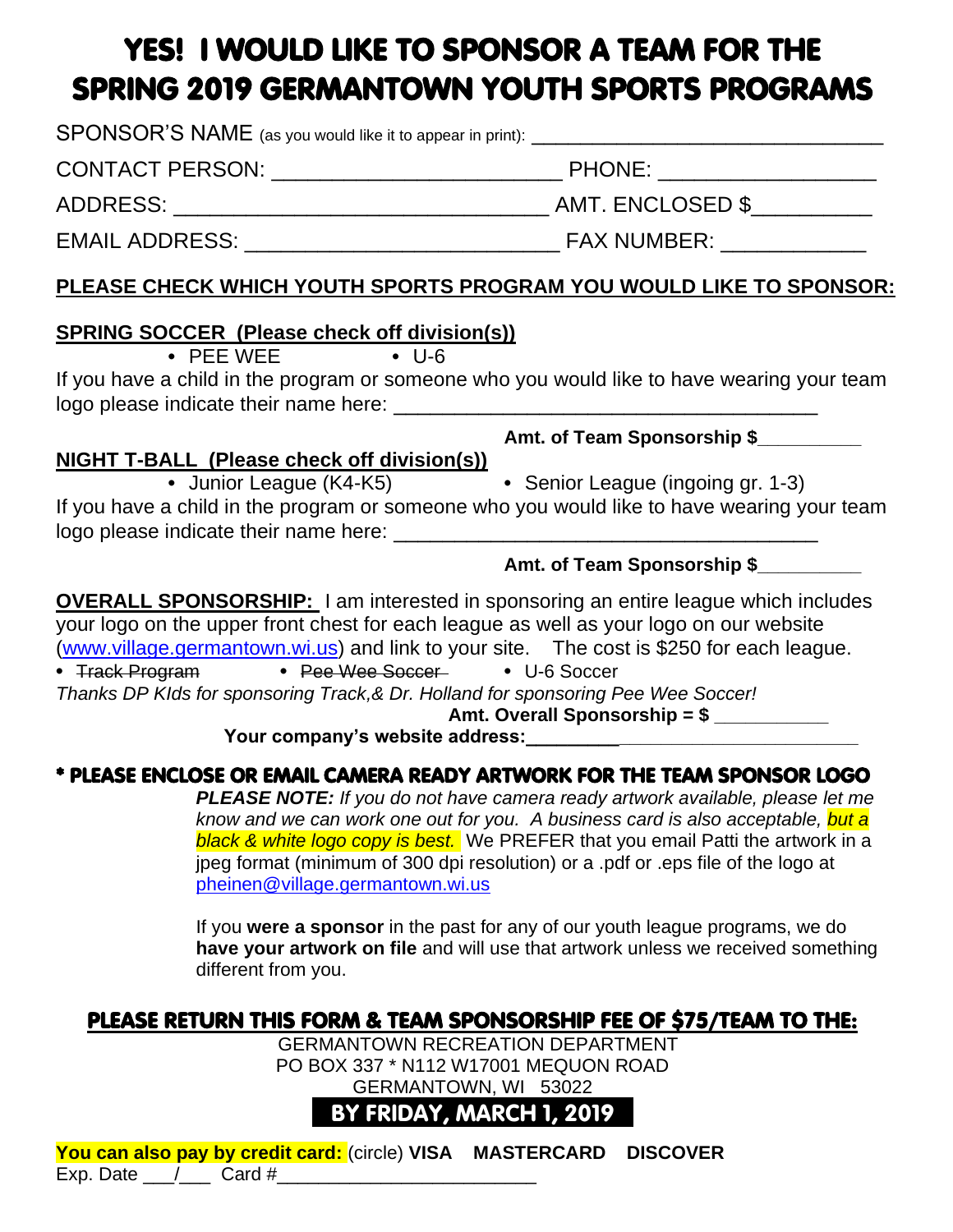# YES! I WOULD LIKE TO SPONSOR A TEAM FOR THE SPRING 2019 GERMANTOWN YOUTH SPORTS PROGRAMS

SPONSOR'S NAME (as you would like it to appear in print): ______________________________

CONTACT PERSON: ______________________ PHONE: ________________

ADDRESS: ____________________________ AMT. ENCLOSED $_________

EMAIL ADDRESS: ________________________ FAX NUMBER: ___________

**PLEASE CHECK WHICH YOUTH SPORTS PROGRAM YOU WOULD LIKE TO SPONSOR:**

**SPRING SOCCER (Please check off division(s))**

- PEE WEE
- U-6

If you have a child in the program or someone who you would like to have wearing your team logo please indicate their name here: ________________________________

**Amt. of Team Sponsorship $_________**

**NIGHT T-BALL (Please check off division(s))**

- Junior League (K4-K5)
- Senior League (ingoing gr. 1-3)

If you have a child in the program or someone who you would like to have wearing your team logo please indicate their name here: ________________________________

**Amt. of Team Sponsorship $_________**

**OVERALL SPONSORSHIP:** I am interested in sponsoring an entire league which includes your logo on the upper front chest for each league as well as your logo on our website (www.village.germantown.wi.us) and link to your site. The cost is $250 for each league.

- ~~Track Program~~
- ~~Pee Wee Soccer~~
- U-6 Soccer

*Thanks DP KIds for sponsoring Track,& Dr. Holland for sponsoring Pee Wee Soccer!*

**Amt. Overall Sponsorship = $ __________**

**Your company's website address:______________________________**

## * PLEASE ENCLOSE OR EMAIL CAMERA READY ARTWORK FOR THE TEAM SPONSOR LOGO

***PLEASE NOTE:** If you do not have camera ready artwork available, please let me know and we can work one out for you. A business card is also acceptable, but a black & white logo copy is best.* We PREFER that you email Patti the artwork in a jpeg format (minimum of 300 dpi resolution) or a .pdf or .eps file of the logo at pheinen@village.germantown.wi.us

If you **were a sponsor** in the past for any of our youth league programs, we do **have your artwork on file** and will use that artwork unless we received something different from you.

## PLEASE RETURN THIS FORM & TEAM SPONSORSHIP FEE OF $75/TEAM TO THE:

GERMANTOWN RECREATION DEPARTMENT
PO BOX 337 * N112 W17001 MEQUON ROAD
GERMANTOWN, WI 53022

**BY FRIDAY, MARCH 1, 2019**

**You can also pay by credit card:** (circle) **VISA MASTERCARD DISCOVER**

Exp. Date ___/___ Card #________________________